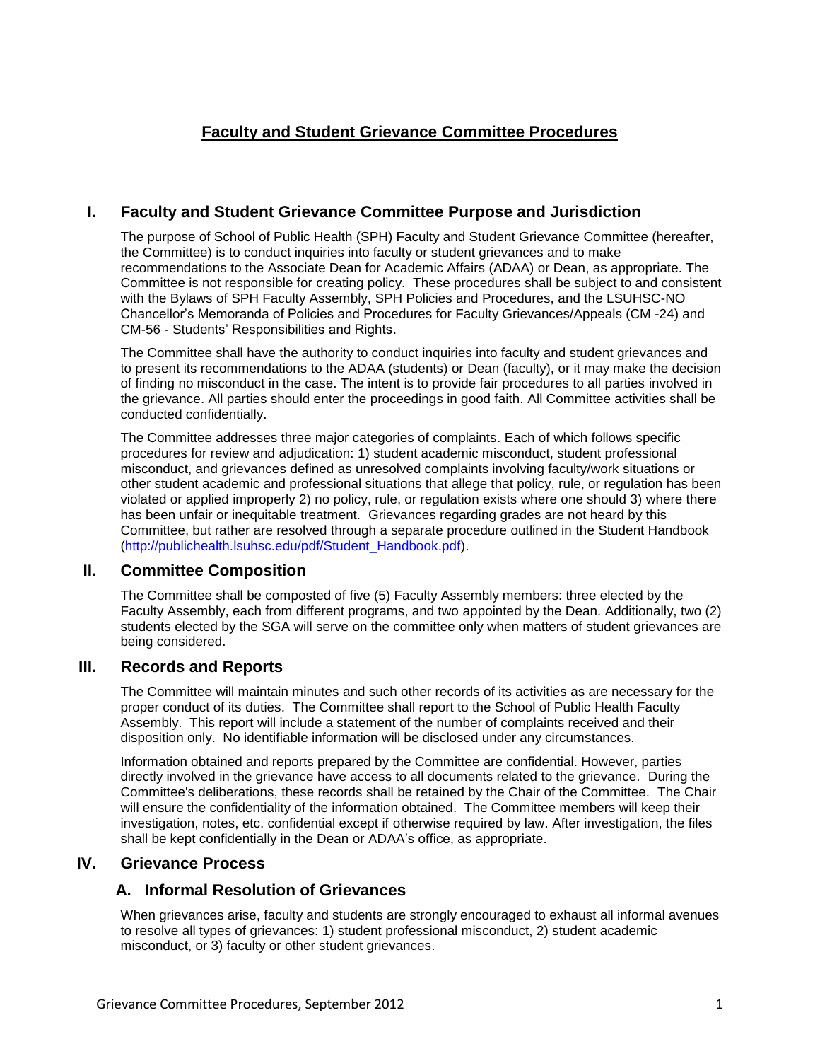# Faculty and Student Grievance Committee Procedures

## I. Faculty and Student Grievance Committee Purpose and Jurisdiction

The purpose of School of Public Health (SPH) Faculty and Student Grievance Committee (hereafter, the Committee) is to conduct inquiries into faculty or student grievances and to make recommendations to the Associate Dean for Academic Affairs (ADAA) or Dean, as appropriate. The Committee is not responsible for creating policy. These procedures shall be subject to and consistent with the Bylaws of SPH Faculty Assembly, SPH Policies and Procedures, and the LSUHSC-NO Chancellor's Memoranda of Policies and Procedures for Faculty Grievances/Appeals (CM -24) and CM-56 - Students' Responsibilities and Rights.

The Committee shall have the authority to conduct inquiries into faculty and student grievances and to present its recommendations to the ADAA (students) or Dean (faculty), or it may make the decision of finding no misconduct in the case. The intent is to provide fair procedures to all parties involved in the grievance. All parties should enter the proceedings in good faith. All Committee activities shall be conducted confidentially.

The Committee addresses three major categories of complaints. Each of which follows specific procedures for review and adjudication: 1) student academic misconduct, student professional misconduct, and grievances defined as unresolved complaints involving faculty/work situations or other student academic and professional situations that allege that policy, rule, or regulation has been violated or applied improperly 2) no policy, rule, or regulation exists where one should 3) where there has been unfair or inequitable treatment. Grievances regarding grades are not heard by this Committee, but rather are resolved through a separate procedure outlined in the Student Handbook (http://publichealth.lsuhsc.edu/pdf/Student_Handbook.pdf).

## II. Committee Composition

The Committee shall be composted of five (5) Faculty Assembly members: three elected by the Faculty Assembly, each from different programs, and two appointed by the Dean. Additionally, two (2) students elected by the SGA will serve on the committee only when matters of student grievances are being considered.

## III. Records and Reports

The Committee will maintain minutes and such other records of its activities as are necessary for the proper conduct of its duties. The Committee shall report to the School of Public Health Faculty Assembly. This report will include a statement of the number of complaints received and their disposition only. No identifiable information will be disclosed under any circumstances.

Information obtained and reports prepared by the Committee are confidential. However, parties directly involved in the grievance have access to all documents related to the grievance. During the Committee's deliberations, these records shall be retained by the Chair of the Committee. The Chair will ensure the confidentiality of the information obtained. The Committee members will keep their investigation, notes, etc. confidential except if otherwise required by law. After investigation, the files shall be kept confidentially in the Dean or ADAA's office, as appropriate.

## IV. Grievance Process

### A. Informal Resolution of Grievances

When grievances arise, faculty and students are strongly encouraged to exhaust all informal avenues to resolve all types of grievances: 1) student professional misconduct, 2) student academic misconduct, or 3) faculty or other student grievances.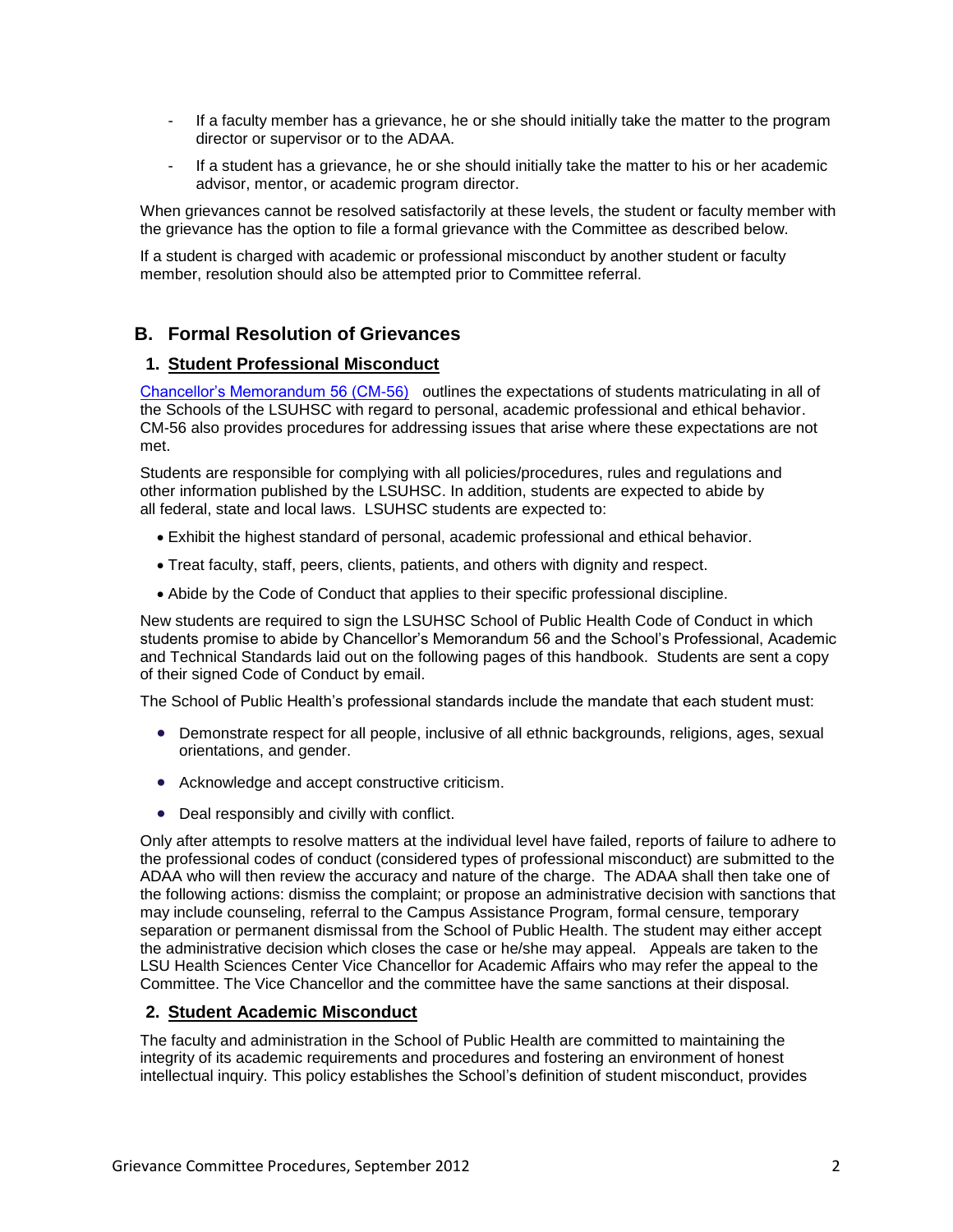- If a faculty member has a grievance, he or she should initially take the matter to the program director or supervisor or to the ADAA.
- If a student has a grievance, he or she should initially take the matter to his or her academic advisor, mentor, or academic program director.

When grievances cannot be resolved satisfactorily at these levels, the student or faculty member with the grievance has the option to file a formal grievance with the Committee as described below.

If a student is charged with academic or professional misconduct by another student or faculty member, resolution should also be attempted prior to Committee referral.

## B. Formal Resolution of Grievances

### 1. Student Professional Misconduct

Chancellor's Memorandum 56 (CM-56) outlines the expectations of students matriculating in all of the Schools of the LSUHSC with regard to personal, academic professional and ethical behavior. CM-56 also provides procedures for addressing issues that arise where these expectations are not met.

Students are responsible for complying with all policies/procedures, rules and regulations and other information published by the LSUHSC. In addition, students are expected to abide by all federal, state and local laws. LSUHSC students are expected to:

- Exhibit the highest standard of personal, academic professional and ethical behavior.
- Treat faculty, staff, peers, clients, patients, and others with dignity and respect.
- Abide by the Code of Conduct that applies to their specific professional discipline.

New students are required to sign the LSUHSC School of Public Health Code of Conduct in which students promise to abide by Chancellor's Memorandum 56 and the School's Professional, Academic and Technical Standards laid out on the following pages of this handbook. Students are sent a copy of their signed Code of Conduct by email.

The School of Public Health's professional standards include the mandate that each student must:

- Demonstrate respect for all people, inclusive of all ethnic backgrounds, religions, ages, sexual orientations, and gender.
- Acknowledge and accept constructive criticism.
- Deal responsibly and civilly with conflict.

Only after attempts to resolve matters at the individual level have failed, reports of failure to adhere to the professional codes of conduct (considered types of professional misconduct) are submitted to the ADAA who will then review the accuracy and nature of the charge. The ADAA shall then take one of the following actions: dismiss the complaint; or propose an administrative decision with sanctions that may include counseling, referral to the Campus Assistance Program, formal censure, temporary separation or permanent dismissal from the School of Public Health. The student may either accept the administrative decision which closes the case or he/she may appeal. Appeals are taken to the LSU Health Sciences Center Vice Chancellor for Academic Affairs who may refer the appeal to the Committee. The Vice Chancellor and the committee have the same sanctions at their disposal.

### 2. Student Academic Misconduct

The faculty and administration in the School of Public Health are committed to maintaining the integrity of its academic requirements and procedures and fostering an environment of honest intellectual inquiry. This policy establishes the School's definition of student misconduct, provides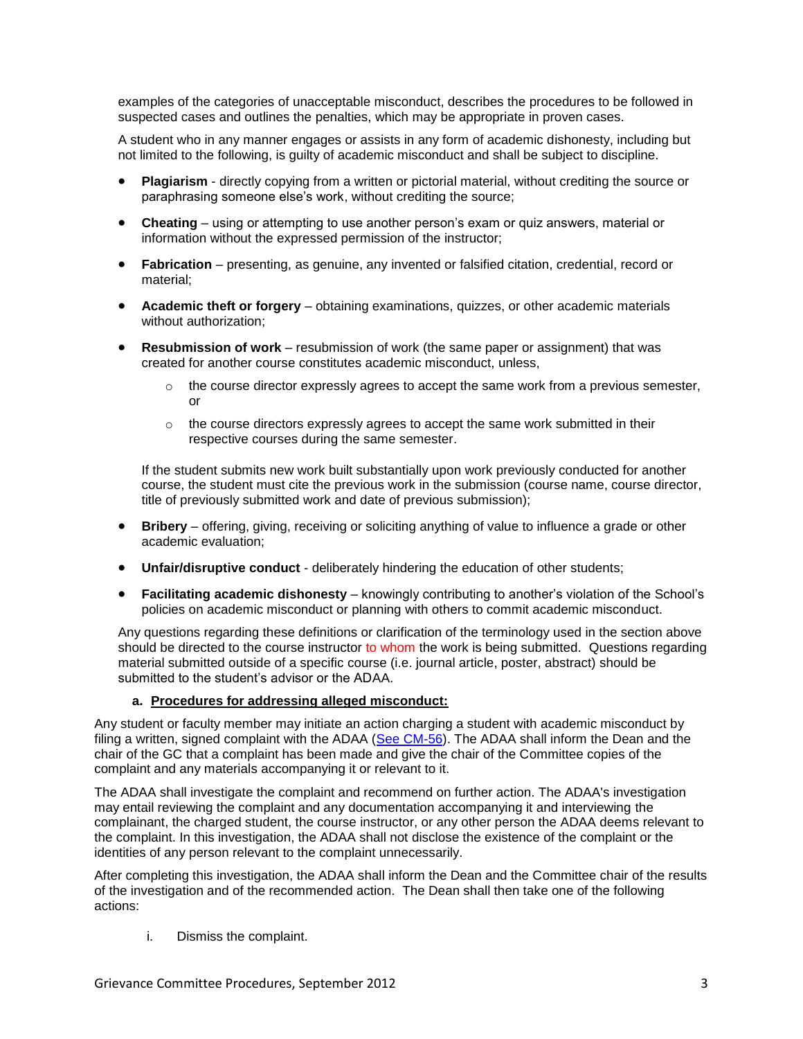examples of the categories of unacceptable misconduct, describes the procedures to be followed in suspected cases and outlines the penalties, which may be appropriate in proven cases.

A student who in any manner engages or assists in any form of academic dishonesty, including but not limited to the following, is guilty of academic misconduct and shall be subject to discipline.

- **Plagiarism** - directly copying from a written or pictorial material, without crediting the source or paraphrasing someone else's work, without crediting the source;
- **Cheating** – using or attempting to use another person's exam or quiz answers, material or information without the expressed permission of the instructor;
- **Fabrication** – presenting, as genuine, any invented or falsified citation, credential, record or material;
- **Academic theft or forgery** – obtaining examinations, quizzes, or other academic materials without authorization;
- **Resubmission of work** – resubmission of work (the same paper or assignment) that was created for another course constitutes academic misconduct, unless,
  - the course director expressly agrees to accept the same work from a previous semester, or
  - the course directors expressly agrees to accept the same work submitted in their respective courses during the same semester.

  If the student submits new work built substantially upon work previously conducted for another course, the student must cite the previous work in the submission (course name, course director, title of previously submitted work and date of previous submission);
- **Bribery** – offering, giving, receiving or soliciting anything of value to influence a grade or other academic evaluation;
- **Unfair/disruptive conduct** - deliberately hindering the education of other students;
- **Facilitating academic dishonesty** – knowingly contributing to another's violation of the School's policies on academic misconduct or planning with others to commit academic misconduct.

Any questions regarding these definitions or clarification of the terminology used in the section above should be directed to the course instructor to whom the work is being submitted. Questions regarding material submitted outside of a specific course (i.e. journal article, poster, abstract) should be submitted to the student's advisor or the ADAA.

**a. Procedures for addressing alleged misconduct:**

Any student or faculty member may initiate an action charging a student with academic misconduct by filing a written, signed complaint with the ADAA (See CM-56). The ADAA shall inform the Dean and the chair of the GC that a complaint has been made and give the chair of the Committee copies of the complaint and any materials accompanying it or relevant to it.

The ADAA shall investigate the complaint and recommend on further action. The ADAA's investigation may entail reviewing the complaint and any documentation accompanying it and interviewing the complainant, the charged student, the course instructor, or any other person the ADAA deems relevant to the complaint. In this investigation, the ADAA shall not disclose the existence of the complaint or the identities of any person relevant to the complaint unnecessarily.

After completing this investigation, the ADAA shall inform the Dean and the Committee chair of the results of the investigation and of the recommended action. The Dean shall then take one of the following actions:

i. Dismiss the complaint.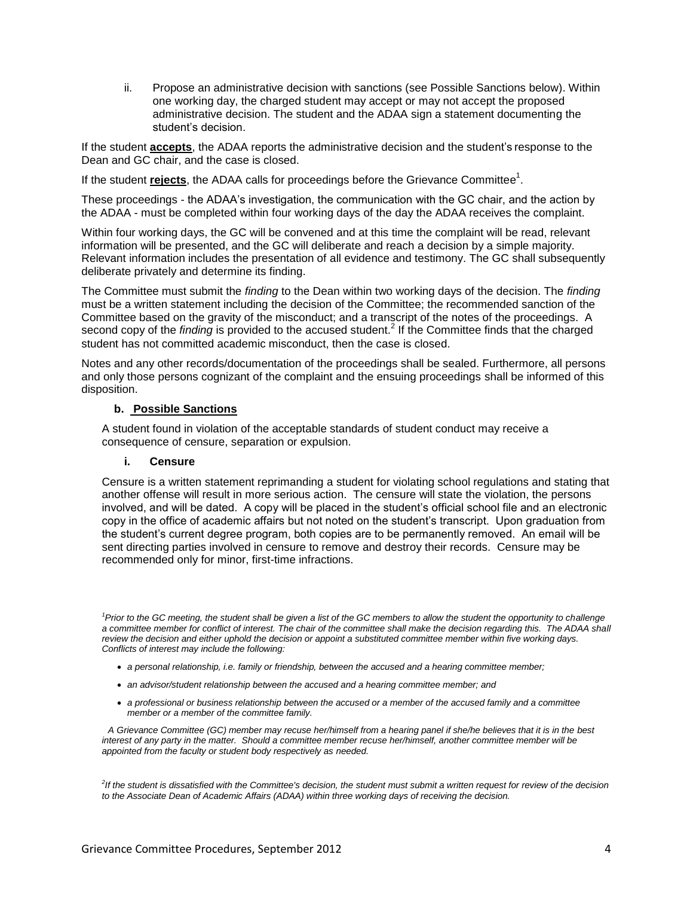ii. Propose an administrative decision with sanctions (see Possible Sanctions below). Within one working day, the charged student may accept or may not accept the proposed administrative decision. The student and the ADAA sign a statement documenting the student's decision.

If the student **accepts**, the ADAA reports the administrative decision and the student's response to the Dean and GC chair, and the case is closed.

If the student **rejects**, the ADAA calls for proceedings before the Grievance Committee[1].

These proceedings - the ADAA's investigation, the communication with the GC chair, and the action by the ADAA - must be completed within four working days of the day the ADAA receives the complaint.

Within four working days, the GC will be convened and at this time the complaint will be read, relevant information will be presented, and the GC will deliberate and reach a decision by a simple majority. Relevant information includes the presentation of all evidence and testimony. The GC shall subsequently deliberate privately and determine its finding.

The Committee must submit the *finding* to the Dean within two working days of the decision. The *finding* must be a written statement including the decision of the Committee; the recommended sanction of the Committee based on the gravity of the misconduct; and a transcript of the notes of the proceedings. A second copy of the *finding* is provided to the accused student.[2] If the Committee finds that the charged student has not committed academic misconduct, then the case is closed.

Notes and any other records/documentation of the proceedings shall be sealed. Furthermore, all persons and only those persons cognizant of the complaint and the ensuing proceedings shall be informed of this disposition.

### b. Possible Sanctions

A student found in violation of the acceptable standards of student conduct may receive a consequence of censure, separation or expulsion.

#### i. Censure

Censure is a written statement reprimanding a student for violating school regulations and stating that another offense will result in more serious action. The censure will state the violation, the persons involved, and will be dated. A copy will be placed in the student's official school file and an electronic copy in the office of academic affairs but not noted on the student's transcript. Upon graduation from the student's current degree program, both copies are to be permanently removed. An email will be sent directing parties involved in censure to remove and destroy their records. Censure may be recommended only for minor, first-time infractions.

---

*[1]Prior to the GC meeting, the student shall be given a list of the GC members to allow the student the opportunity to challenge a committee member for conflict of interest. The chair of the committee shall make the decision regarding this. The ADAA shall review the decision and either uphold the decision or appoint a substituted committee member within five working days. Conflicts of interest may include the following:*

- *a personal relationship, i.e. family or friendship, between the accused and a hearing committee member;*
- *an advisor/student relationship between the accused and a hearing committee member; and*
- *a professional or business relationship between the accused or a member of the accused family and a committee member or a member of the committee family.*

*A Grievance Committee (GC) member may recuse her/himself from a hearing panel if she/he believes that it is in the best interest of any party in the matter. Should a committee member recuse her/himself, another committee member will be appointed from the faculty or student body respectively as needed.*

*[2]If the student is dissatisfied with the Committee's decision, the student must submit a written request for review of the decision to the Associate Dean of Academic Affairs (ADAA) within three working days of receiving the decision.*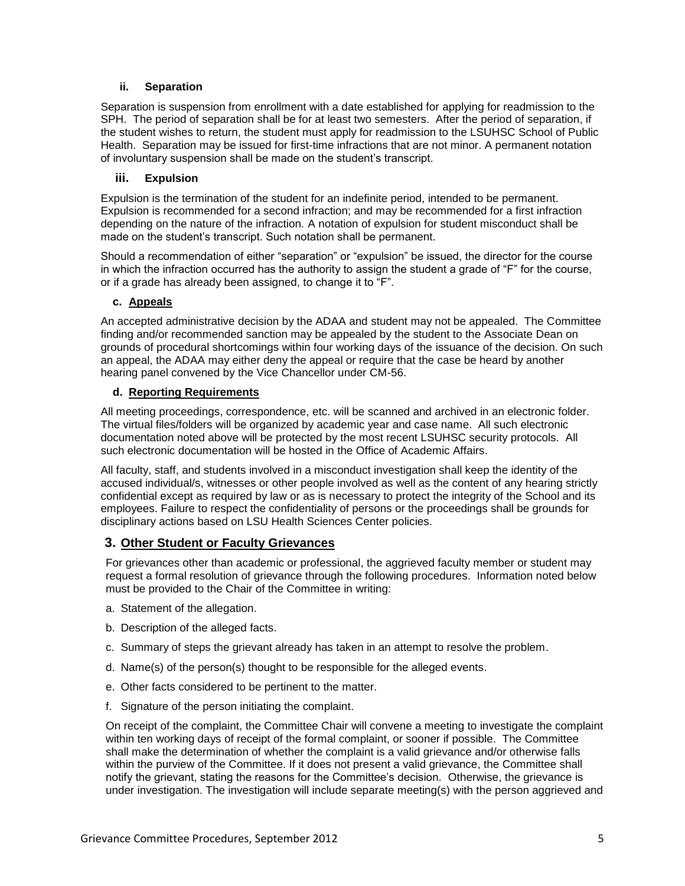#### ii. Separation

Separation is suspension from enrollment with a date established for applying for readmission to the SPH. The period of separation shall be for at least two semesters. After the period of separation, if the student wishes to return, the student must apply for readmission to the LSUHSC School of Public Health. Separation may be issued for first-time infractions that are not minor. A permanent notation of involuntary suspension shall be made on the student's transcript.

#### iii. Expulsion

Expulsion is the termination of the student for an indefinite period, intended to be permanent. Expulsion is recommended for a second infraction; and may be recommended for a first infraction depending on the nature of the infraction. A notation of expulsion for student misconduct shall be made on the student's transcript. Such notation shall be permanent.

Should a recommendation of either "separation" or "expulsion" be issued, the director for the course in which the infraction occurred has the authority to assign the student a grade of "F" for the course, or if a grade has already been assigned, to change it to "F".

### c. Appeals

An accepted administrative decision by the ADAA and student may not be appealed. The Committee finding and/or recommended sanction may be appealed by the student to the Associate Dean on grounds of procedural shortcomings within four working days of the issuance of the decision. On such an appeal, the ADAA may either deny the appeal or require that the case be heard by another hearing panel convened by the Vice Chancellor under CM-56.

### d. Reporting Requirements

All meeting proceedings, correspondence, etc. will be scanned and archived in an electronic folder. The virtual files/folders will be organized by academic year and case name. All such electronic documentation noted above will be protected by the most recent LSUHSC security protocols. All such electronic documentation will be hosted in the Office of Academic Affairs.

All faculty, staff, and students involved in a misconduct investigation shall keep the identity of the accused individual/s, witnesses or other people involved as well as the content of any hearing strictly confidential except as required by law or as is necessary to protect the integrity of the School and its employees. Failure to respect the confidentiality of persons or the proceedings shall be grounds for disciplinary actions based on LSU Health Sciences Center policies.

## 3. Other Student or Faculty Grievances

For grievances other than academic or professional, the aggrieved faculty member or student may request a formal resolution of grievance through the following procedures. Information noted below must be provided to the Chair of the Committee in writing:

a. Statement of the allegation.

b. Description of the alleged facts.

c. Summary of steps the grievant already has taken in an attempt to resolve the problem.

d. Name(s) of the person(s) thought to be responsible for the alleged events.

e. Other facts considered to be pertinent to the matter.

f. Signature of the person initiating the complaint.

On receipt of the complaint, the Committee Chair will convene a meeting to investigate the complaint within ten working days of receipt of the formal complaint, or sooner if possible. The Committee shall make the determination of whether the complaint is a valid grievance and/or otherwise falls within the purview of the Committee. If it does not present a valid grievance, the Committee shall notify the grievant, stating the reasons for the Committee's decision. Otherwise, the grievance is under investigation. The investigation will include separate meeting(s) with the person aggrieved and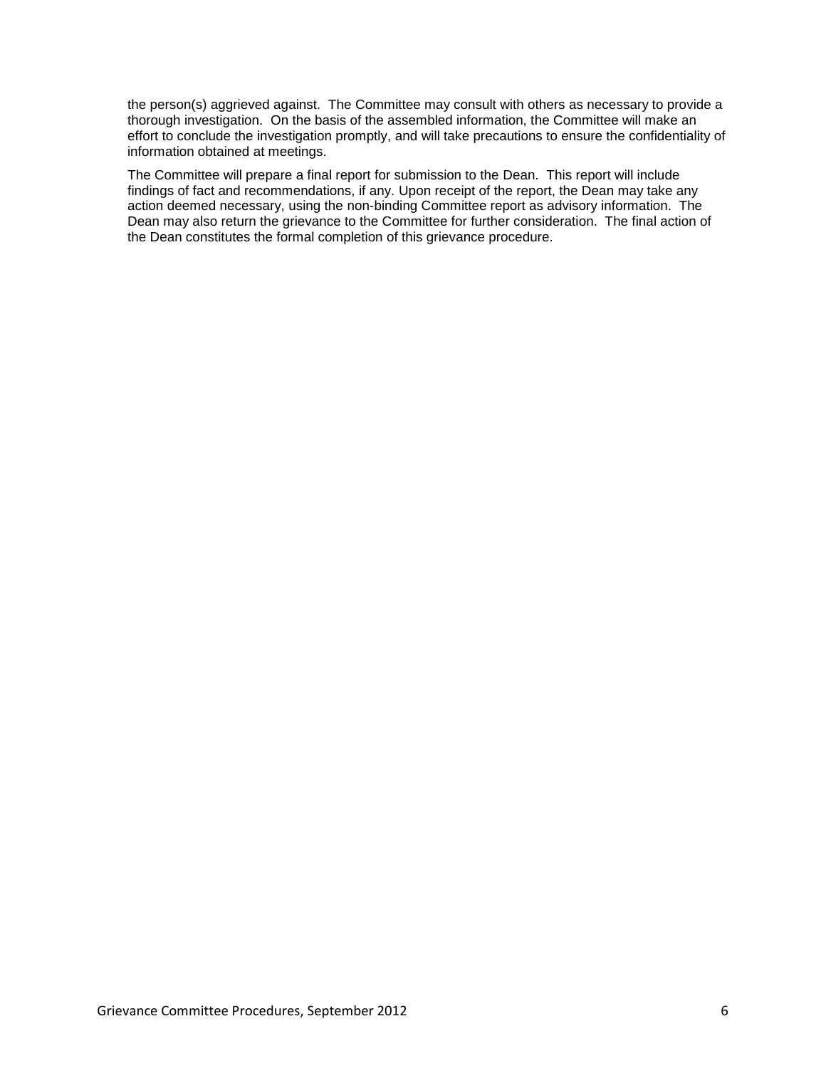the person(s) aggrieved against. The Committee may consult with others as necessary to provide a thorough investigation. On the basis of the assembled information, the Committee will make an effort to conclude the investigation promptly, and will take precautions to ensure the confidentiality of information obtained at meetings.

The Committee will prepare a final report for submission to the Dean. This report will include findings of fact and recommendations, if any. Upon receipt of the report, the Dean may take any action deemed necessary, using the non-binding Committee report as advisory information. The Dean may also return the grievance to the Committee for further consideration. The final action of the Dean constitutes the formal completion of this grievance procedure.